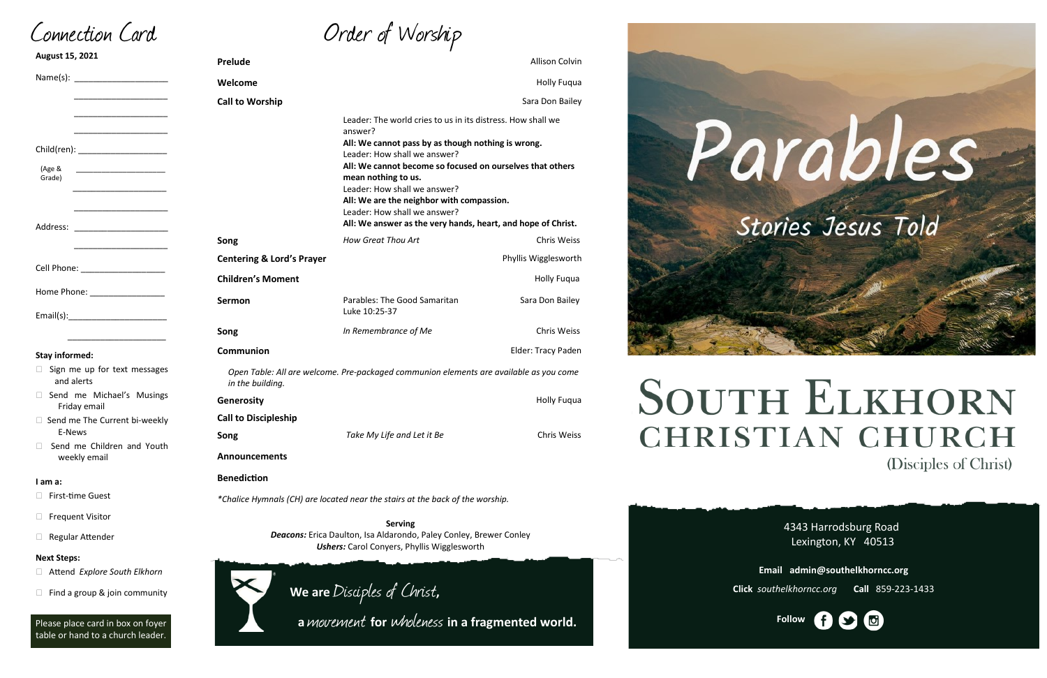# Connection Card

**August 15, 2021**

Name(s): ____________________

____________________

____________________

____________________

Child(ren): ____________________

(Age & Grade) ____________________

____________________

____________________

Address: ____________________

____________________

Cell Phone: ____________________

Home Phone: ____________________

Email(s): ____________________

____________________

**Stay informed:**

- ☐ Sign me up for text messages and alerts
- ☐ Send me Michael's Musings Friday email
- ☐ Send me The Current bi-weekly E-News
- ☐ Send me Children and Youth weekly email

**I am a:**

- ☐ First-time Guest
- ☐ Frequent Visitor
- ☐ Regular Attender

**Next Steps:**

- ☐ Attend *Explore South Elkhorn*
- ☐ Find a group & join community

Please place card in box on foyer table or hand to a church leader.

# Order of Worship

**Prelude** — Allison Colvin

**Welcome** — Holly Fuqua

**Call to Worship** — Sara Don Bailey

Leader: The world cries to us in its distress. How shall we answer?
**All: We cannot pass by as though nothing is wrong.**
Leader: How shall we answer?
**All: We cannot become so focused on ourselves that others mean nothing to us.**
Leader: How shall we answer?
**All: We are the neighbor with compassion.**
Leader: How shall we answer?
**All: We answer as the very hands, heart, and hope of Christ.**

**Song** — *How Great Thou Art* — Chris Weiss

**Centering & Lord's Prayer** — Phyllis Wigglesworth

**Children's Moment** — Holly Fuqua

**Sermon** — Parables: The Good Samaritan, Luke 10:25-37 — Sara Don Bailey

**Song** — *In Remembrance of Me* — Chris Weiss

**Communion** — Elder: Tracy Paden

*Open Table: All are welcome. Pre-packaged communion elements are available as you come in the building.*

**Generosity** — Holly Fuqua

**Call to Discipleship**

**Song** — *Take My Life and Let it Be* — Chris Weiss

**Announcements**

**Benediction**

*\*Chalice Hymnals (CH) are located near the stairs at the back of the worship.*

**Serving**
***Deacons:*** Erica Daulton, Isa Aldarondo, Paley Conley, Brewer Conley
***Ushers:*** Carol Conyers, Phyllis Wigglesworth

We are *Disciples of Christ*, a *movement* for *wholeness* in a fragmented world.

# Parables

## Stories Jesus Told

# South Elkhorn Christian Church

(Disciples of Christ)

4343 Harrodsburg Road
Lexington, KY 40513

**Email** **admin@southelkhorncc.org**

**Click** *southelkhorncc.org* **Call** 859-223-1433

**Follow**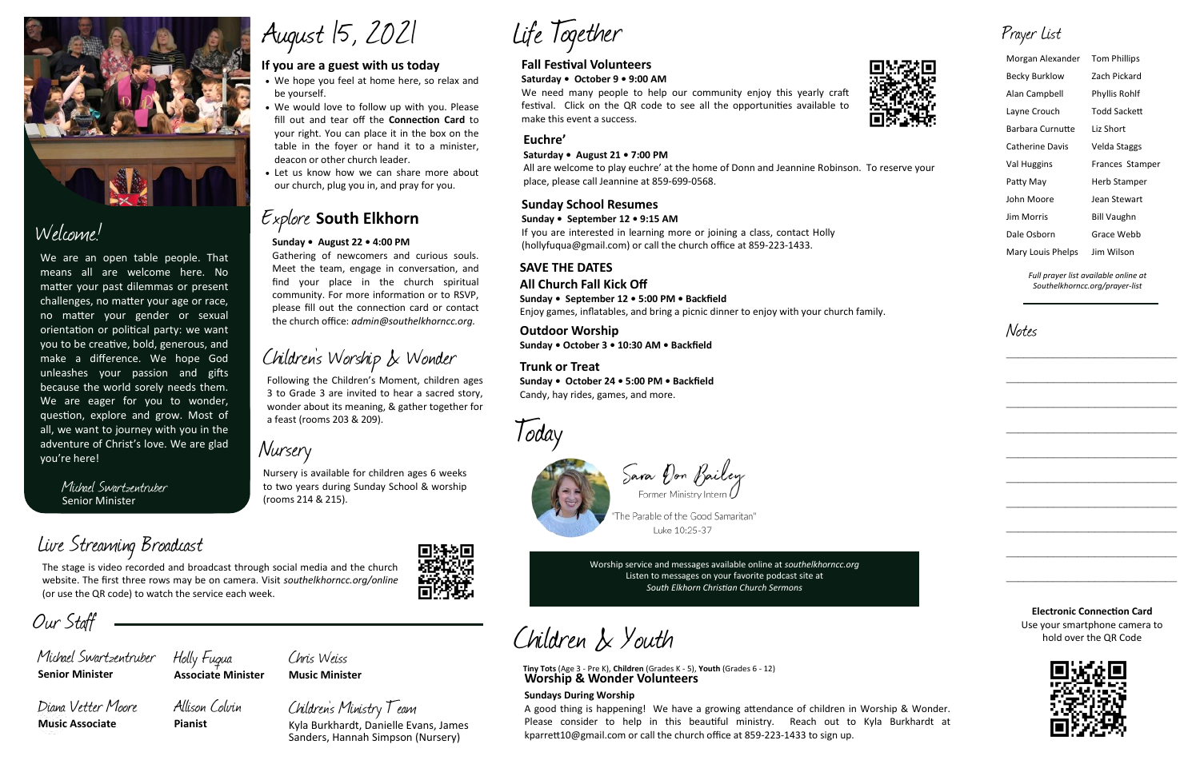# Welcome!

We are an open table people. That means all are welcome here. No matter your past dilemmas or present challenges, no matter your age or race, no matter your gender or sexual orientation or political party: we want you to be creative, bold, generous, and make a difference. We hope God unleashes your passion and gifts because the world sorely needs them. We are eager for you to wonder, question, explore and grow. Most of all, we want to journey with you in the adventure of Christ's love. We are glad you're here!

Michael Swartzentruber
Senior Minister

# August 15, 2021

### If you are a guest with us today

- We hope you feel at home here, so relax and be yourself.
- We would love to follow up with you. Please fill out and tear off the **Connection Card** to your right. You can place it in the box on the table in the foyer or hand it to a minister, deacon or other church leader.
- Let us know how we can share more about our church, plug you in, and pray for you.

## Explore South Elkhorn

**Sunday • August 22 • 4:00 PM**

Gathering of newcomers and curious souls. Meet the team, engage in conversation, and find your place in the church spiritual community. For more information or to RSVP, please fill out the connection card or contact the church office: *admin@southelkhorncc.org.*

## Children's Worship & Wonder

Following the Children's Moment, children ages 3 to Grade 3 are invited to hear a sacred story, wonder about its meaning, & gather together for a feast (rooms 203 & 209).

## Nursery

Nursery is available for children ages 6 weeks to two years during Sunday School & worship (rooms 214 & 215).

## Live Streaming Broadcast

The stage is video recorded and broadcast through social media and the church website. The first three rows may be on camera. Visit *southelkhorncc.org/online* (or use the QR code) to watch the service each week.

## Our Staff

Michael Swartzentruber
**Senior Minister**

Holly Fuqua
**Associate Minister**

Chris Weiss
**Music Minister**

Diana Vetter Moore
**Music Associate**

Allison Colvin
**Pianist**

Children's Ministry Team
Kyla Burkhardt, Danielle Evans, James Sanders, Hannah Simpson (Nursery)

# Life Together

### Fall Festival Volunteers

**Saturday • October 9 • 9:00 AM**

We need many people to help our community enjoy this yearly craft festival. Click on the QR code to see all the opportunities available to make this event a success.

### Euchre'

**Saturday • August 21 • 7:00 PM**

All are welcome to play euchre' at the home of Donn and Jeannine Robinson. To reserve your place, please call Jeannine at 859-699-0568.

### Sunday School Resumes

**Sunday • September 12 • 9:15 AM**

If you are interested in learning more or joining a class, contact Holly (hollyfuqua@gmail.com) or call the church office at 859-223-1433.

### SAVE THE DATES

### All Church Fall Kick Off

**Sunday • September 12 • 5:00 PM • Backfield**

Enjoy games, inflatables, and bring a picnic dinner to enjoy with your church family.

### Outdoor Worship

**Sunday • October 3 • 10:30 AM • Backfield**

### Trunk or Treat

**Sunday • October 24 • 5:00 PM • Backfield**

Candy, hay rides, games, and more.

## Today

Sara Don Bailey
Former Ministry Intern

"The Parable of the Good Samaritan"
Luke 10:25-37

Worship service and messages available online at *southelkhorncc.org*
Listen to messages on your favorite podcast site at
*South Elkhorn Christian Church Sermons*

# Children & Youth

**Tiny Tots** (Age 3 - Pre K), **Children** (Grades K - 5), **Youth** (Grades 6 - 12)

### Worship & Wonder Volunteers

**Sundays During Worship**

A good thing is happening! We have a growing attendance of children in Worship & Wonder. Please consider to help in this beautiful ministry. Reach out to Kyla Burkhardt at kparrett10@gmail.com or call the church office at 859-223-1433 to sign up.

## Prayer List

| | |
|---|---|
| Morgan Alexander | Tom Phillips |
| Becky Burklow | Zach Pickard |
| Alan Campbell | Phyllis Rohlf |
| Layne Crouch | Todd Sackett |
| Barbara Curnutte | Liz Short |
| Catherine Davis | Velda Staggs |
| Val Huggins | Frances Stamper |
| Patty May | Herb Stamper |
| John Moore | Jean Stewart |
| Jim Morris | Bill Vaughn |
| Dale Osborn | Grace Webb |
| Mary Louis Phelps | Jim Wilson |

*Full prayer list available online at Southelkhorncc.org/prayer-list*

## Notes

**Electronic Connection Card**
Use your smartphone camera to hold over the QR Code